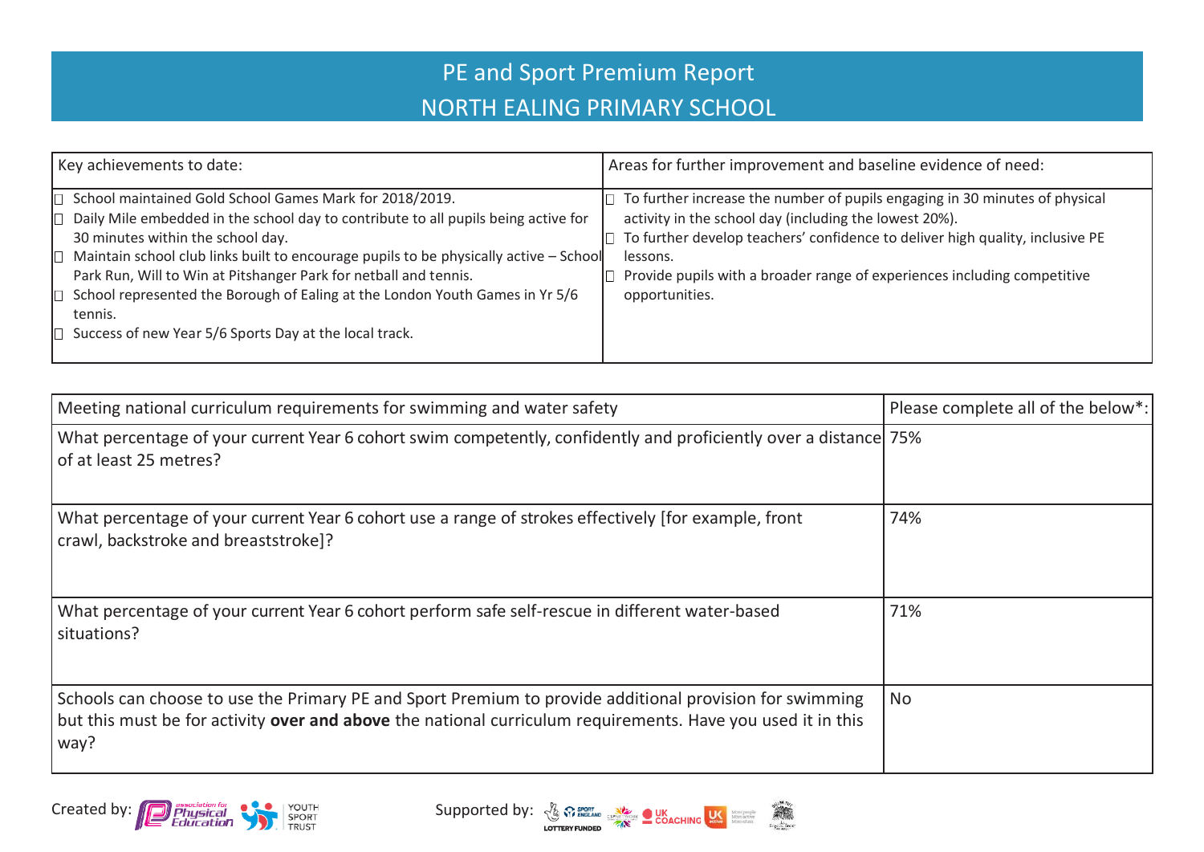# PE and Sport Premium Report

## NORTH EALING PRIMARY SCHOOL

| Key achievements to date: | Areas for further improvement and baseline evidence of need: |
| --- | --- |
| ☐ School maintained Gold School Games Mark for 2018/2019.<br>☐ Daily Mile embedded in the school day to contribute to all pupils being active for 30 minutes within the school day.<br>☐ Maintain school club links built to encourage pupils to be physically active – School Park Run, Will to Win at Pitshanger Park for netball and tennis.<br>☐ School represented the Borough of Ealing at the London Youth Games in Yr 5/6 tennis.<br>☐ Success of new Year 5/6 Sports Day at the local track. | ☐ To further increase the number of pupils engaging in 30 minutes of physical activity in the school day (including the lowest 20%).<br>☐ To further develop teachers' confidence to deliver high quality, inclusive PE lessons.<br>☐ Provide pupils with a broader range of experiences including competitive opportunities. |

| Meeting national curriculum requirements for swimming and water safety | Please complete all of the below*: |
| --- | --- |
| What percentage of your current Year 6 cohort swim competently, confidently and proficiently over a distance of at least 25 metres? | 75% |
| What percentage of your current Year 6 cohort use a range of strokes effectively [for example, front crawl, backstroke and breaststroke]? | 74% |
| What percentage of your current Year 6 cohort perform safe self-rescue in different water-based situations? | 71% |
| Schools can choose to use the Primary PE and Sport Premium to provide additional provision for swimming but this must be for activity **over and above** the national curriculum requirements. Have you used it in this way? | No |

Created by: Association for Physical Education, Youth Sport Trust

Supported by: Sport England (Lottery Funded), UK Coaching, UK Active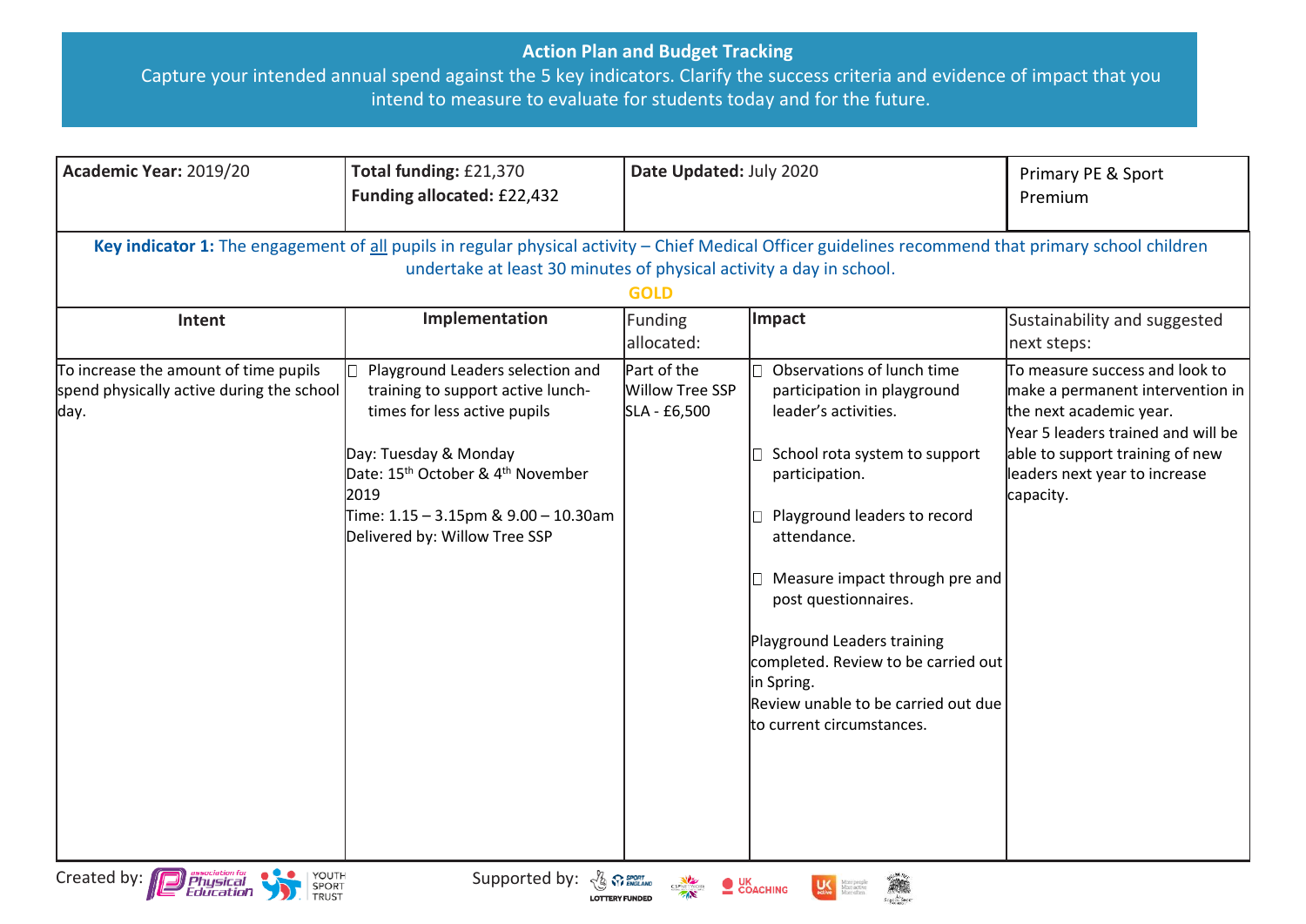## Action Plan and Budget Tracking

Capture your intended annual spend against the 5 key indicators. Clarify the success criteria and evidence of impact that you intend to measure to evaluate for students today and for the future.

| **Academic Year:** 2019/20 | **Total funding:** £21,370<br>**Funding allocated:** £22,432 | **Date Updated:** July 2020 | Primary PE & Sport Premium |
|---|---|---|---|

**Key indicator 1:** The engagement of all pupils in regular physical activity – Chief Medical Officer guidelines recommend that primary school children undertake at least 30 minutes of physical activity a day in school.

**GOLD**

| Intent | Implementation | Funding allocated: | Impact | Sustainability and suggested next steps: |
|---|---|---|---|---|
| To increase the amount of time pupils spend physically active during the school day. | - Playground Leaders selection and training to support active lunch-times for less active pupils<br><br>Day: Tuesday & Monday<br>Date: 15th October & 4th November 2019<br>Time: 1.15 – 3.15pm & 9.00 – 10.30am<br>Delivered by: Willow Tree SSP | Part of the Willow Tree SSP SLA - £6,500 | - Observations of lunch time participation in playground leader's activities.<br>- School rota system to support participation.<br>- Playground leaders to record attendance.<br>- Measure impact through pre and post questionnaires.<br><br>Playground Leaders training completed. Review to be carried out in Spring.<br>Review unable to be carried out due to current circumstances. | To measure success and look to make a permanent intervention in the next academic year.<br>Year 5 leaders trained and will be able to support training of new leaders next year to increase capacity. |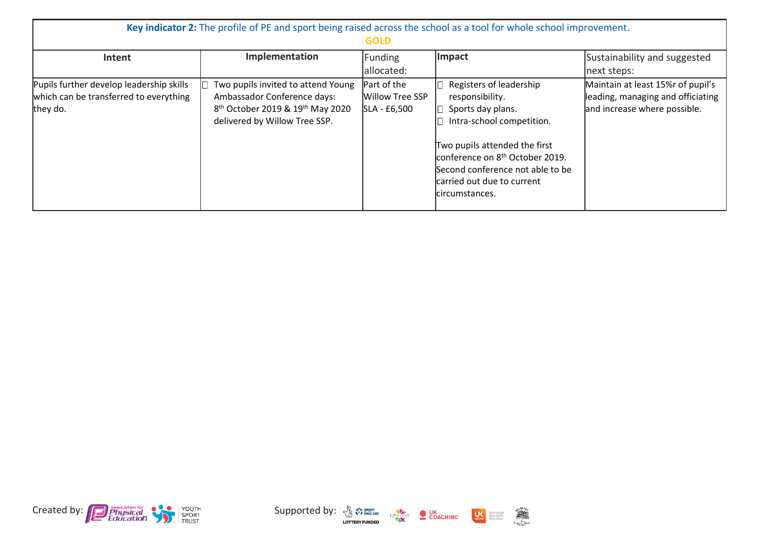**Key indicator 2:** The profile of PE and sport being raised across the school as a tool for whole school improvement.

**GOLD**

| Intent | Implementation | Funding allocated: | Impact | Sustainability and suggested next steps: |
|---|---|---|---|---|
| Pupils further develop leadership skills which can be transferred to everything they do. | Two pupils invited to attend Young Ambassador Conference days: 8th October 2019 & 19th May 2020 delivered by Willow Tree SSP. | Part of the Willow Tree SSP SLA - £6,500 | Registers of leadership responsibility.<br>Sports day plans.<br>Intra-school competition.<br><br>Two pupils attended the first conference on 8th October 2019. Second conference not able to be carried out due to current circumstances. | Maintain at least 15%r of pupil's leading, managing and officiating and increase where possible. |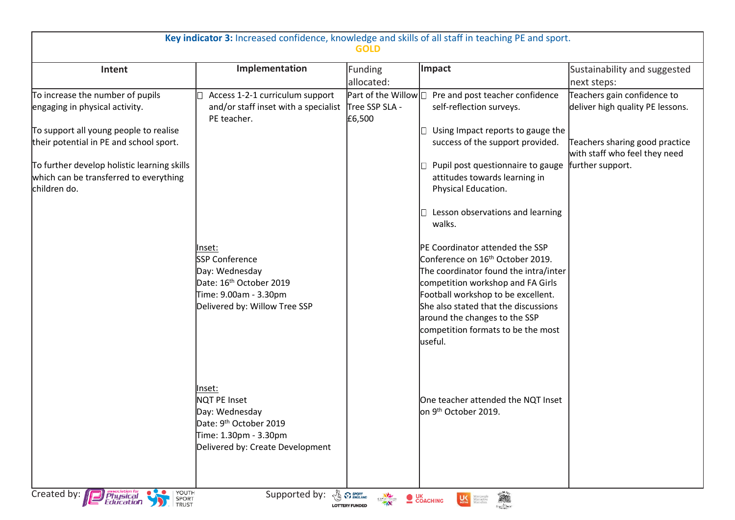| **Key indicator 3:** Increased confidence, knowledge and skills of all staff in teaching PE and sport. **GOLD** | | | | |
|---|---|---|---|---|
| **Intent** | **Implementation** | Funding allocated: | **Impact** | Sustainability and suggested next steps: |
| To increase the number of pupils engaging in physical activity.<br><br>To support all young people to realise their potential in PE and school sport.<br><br>To further develop holistic learning skills which can be transferred to everything children do. | □ Access 1-2-1 curriculum support and/or staff inset with a specialist PE teacher. | Part of the Willow Tree SSP SLA - £6,500 | □ Pre and post teacher confidence self-reflection surveys.<br><br>□ Using Impact reports to gauge the success of the support provided.<br><br>□ Pupil post questionnaire to gauge attitudes towards learning in Physical Education.<br><br>□ Lesson observations and learning walks. | Teachers gain confidence to deliver high quality PE lessons.<br><br>Teachers sharing good practice with staff who feel they need further support. |
| | Inset:<br>SSP Conference<br>Day: Wednesday<br>Date: 16th October 2019<br>Time: 9.00am - 3.30pm<br>Delivered by: Willow Tree SSP | | PE Coordinator attended the SSP Conference on 16th October 2019. The coordinator found the intra/inter competition workshop and FA Girls Football workshop to be excellent. She also stated that the discussions around the changes to the SSP competition formats to be the most useful. | |
| | Inset:<br>NQT PE Inset<br>Day: Wednesday<br>Date: 9th October 2019<br>Time: 1.30pm - 3.30pm<br>Delivered by: Create Development | | One teacher attended the NQT Inset on 9th October 2019. | |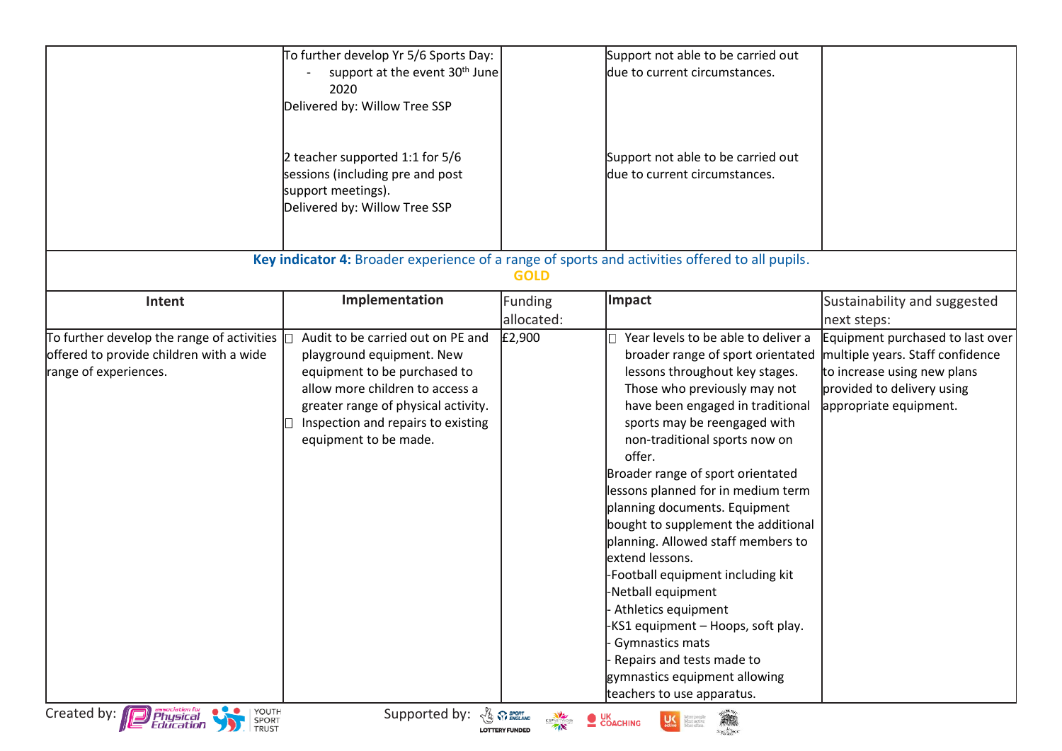| | | | | |
|---|---|---|---|---|
| | To further develop Yr 5/6 Sports Day:<br>- support at the event 30th June 2020<br>Delivered by: Willow Tree SSP<br><br>2 teacher supported 1:1 for 5/6 sessions (including pre and post support meetings).<br>Delivered by: Willow Tree SSP | | Support not able to be carried out due to current circumstances.<br><br>Support not able to be carried out due to current circumstances. | |
| **Key indicator 4:** Broader experience of a range of sports and activities offered to all pupils.<br>**GOLD** | | | | |
| **Intent** | **Implementation** | Funding allocated: | **Impact** | Sustainability and suggested next steps: |
| To further develop the range of activities offered to provide children with a wide range of experiences. | - Audit to be carried out on PE and playground equipment. New equipment to be purchased to allow more children to access a greater range of physical activity.<br>- Inspection and repairs to existing equipment to be made. | £2,900 | - Year levels to be able to deliver a broader range of sport orientated lessons throughout key stages. Those who previously may not have been engaged in traditional sports may be reengaged with non-traditional sports now on offer.<br>Broader range of sport orientated lessons planned for in medium term planning documents. Equipment bought to supplement the additional planning. Allowed staff members to extend lessons.<br>-Football equipment including kit<br>-Netball equipment<br>- Athletics equipment<br>-KS1 equipment – Hoops, soft play.<br>- Gymnastics mats<br>- Repairs and tests made to gymnastics equipment allowing teachers to use apparatus. | Equipment purchased to last over multiple years. Staff confidence to increase using new plans provided to delivery using appropriate equipment. |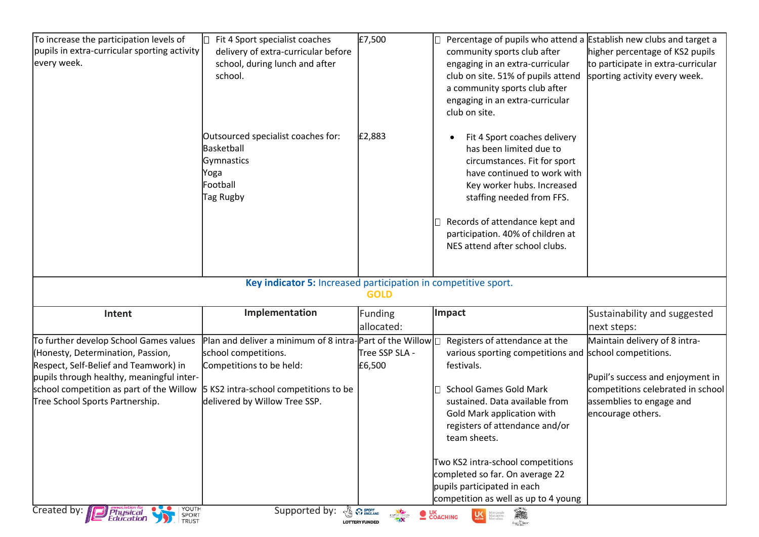| | | | | |
|---|---|---|---|---|
| To increase the participation levels of pupils in extra-curricular sporting activity every week. | Fit 4 Sport specialist coaches delivery of extra-curricular before school, during lunch and after school.<br><br>Outsourced specialist coaches for:<br>Basketball<br>Gymnastics<br>Yoga<br>Football<br>Tag Rugby | £7,500<br><br>£2,883 | Percentage of pupils who attend a community sports club after engaging in an extra-curricular club on site. 51% of pupils attend a community sports club after engaging in an extra-curricular club on site.<br><br>• Fit 4 Sport coaches delivery has been limited due to circumstances. Fit for sport have continued to work with Key worker hubs. Increased staffing needed from FFS.<br><br>Records of attendance kept and participation. 40% of children at NES attend after school clubs. | Establish new clubs and target a higher percentage of KS2 pupils to participate in extra-curricular sporting activity every week. |

**Key indicator 5:** Increased participation in competitive sport.
**GOLD**

| Intent | Implementation | Funding allocated: | Impact | Sustainability and suggested next steps: |
|---|---|---|---|---|
| To further develop School Games values (Honesty, Determination, Passion, Respect, Self-Belief and Teamwork) in pupils through healthy, meaningful inter-school competition as part of the Willow Tree School Sports Partnership. | Plan and deliver a minimum of 8 intra-school competitions.<br>Competitions to be held:<br><br>5 KS2 intra-school competitions to be delivered by Willow Tree SSP. | Part of the Willow Tree SSP SLA - £6,500 | Registers of attendance at the various sporting competitions and festivals.<br><br>School Games Gold Mark sustained. Data available from Gold Mark application with registers of attendance and/or team sheets.<br><br>Two KS2 intra-school competitions completed so far. On average 22 pupils participated in each competition as well as up to 4 young | Maintain delivery of 8 intra-school competitions.<br><br>Pupil's success and enjoyment in competitions celebrated in school assemblies to engage and encourage others. |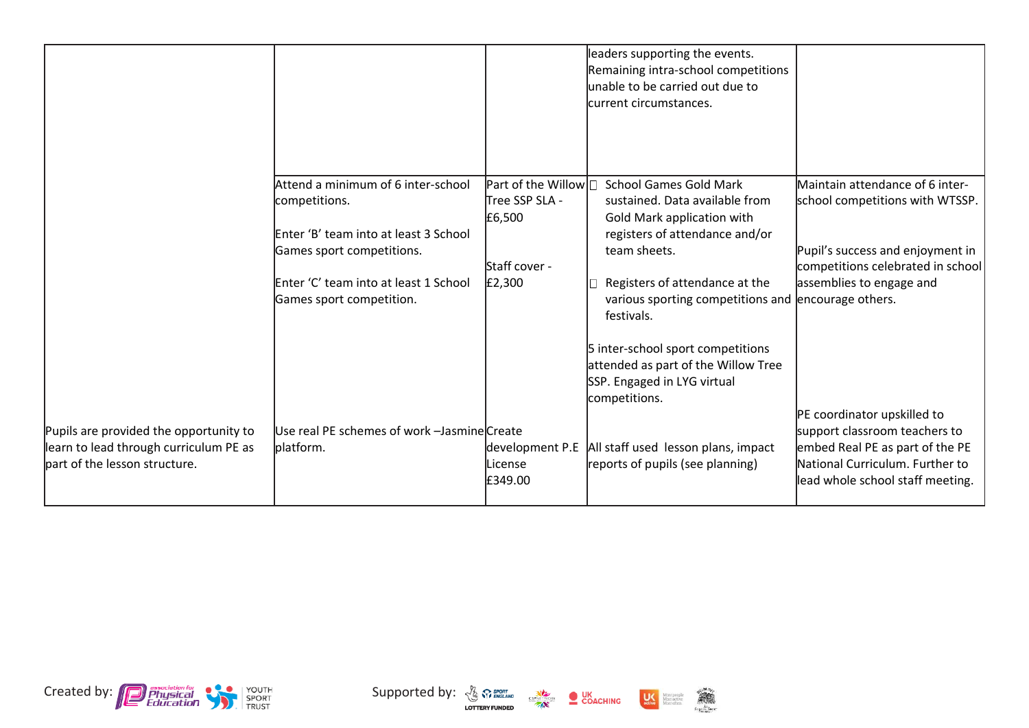| | | | | |
|---|---|---|---|---|
| | | | leaders supporting the events. Remaining intra-school competitions unable to be carried out due to current circumstances. | |
| | Attend a minimum of 6 inter-school competitions.<br><br>Enter 'B' team into at least 3 School Games sport competitions.<br><br>Enter 'C' team into at least 1 School Games sport competition. | Part of the Willow Tree SSP SLA - £6,500<br><br>Staff cover - £2,300 | - School Games Gold Mark sustained. Data available from Gold Mark application with registers of attendance and/or team sheets.<br>- Registers of attendance at the various sporting competitions and festivals.<br><br>5 inter-school sport competitions attended as part of the Willow Tree SSP. Engaged in LYG virtual competitions. | Maintain attendance of 6 inter-school competitions with WTSSP.<br><br>Pupil's success and enjoyment in competitions celebrated in school assemblies to engage and encourage others. |
| Pupils are provided the opportunity to learn to lead through curriculum PE as part of the lesson structure. | Use real PE schemes of work –Jasmine platform. | Create development P.E License £349.00 | All staff used lesson plans, impact reports of pupils (see planning) | PE coordinator upskilled to support classroom teachers to embed Real PE as part of the PE National Curriculum. Further to lead whole school staff meeting. |